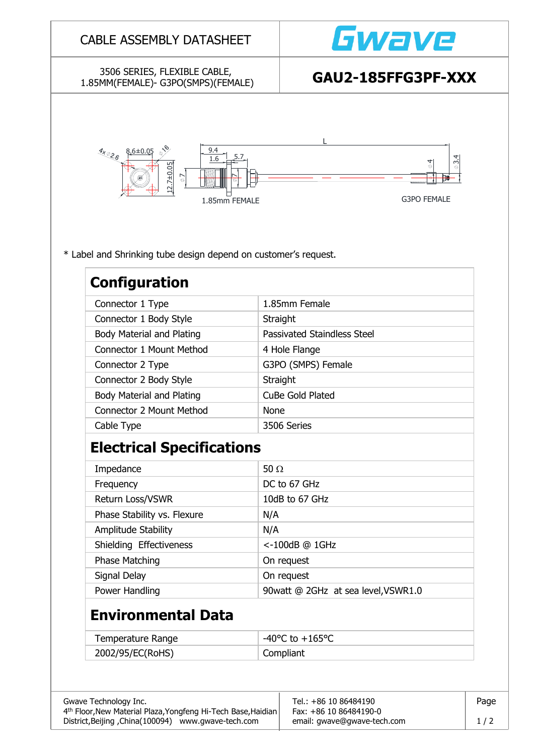# CABLE ASSEMBLY DATASHEET

Gwave

3506 SERIES, FLEXIBLE CABLE, 1.85MM(FEMALE)- G3PO(SMPS)(FEMALE)

## GAU2-185FFG3PF-XXX

4x ⌀2.6 8.6±0.05 ⌀16 12.7±0.05 ⌀7 9.4 1.6 5.7 ⌀7 L ⌀4 ⌀3.4

1.85mm FEMALE

G3PO FEMALE

* Label and Shrinking tube design depend on customer's request.

## Configuration

| | |
|---|---|
| Connector 1 Type | 1.85mm Female |
| Connector 1 Body Style | Straight |
| Body Material and Plating | Passivated Staindless Steel |
| Connector 1 Mount Method | 4 Hole Flange |
| Connector 2 Type | G3PO (SMPS) Female |
| Connector 2 Body Style | Straight |
| Body Material and Plating | CuBe Gold Plated |
| Connector 2 Mount Method | None |
| Cable Type | 3506 Series |

## Electrical Specifications

| | |
|---|---|
| Impedance | 50 Ω |
| Frequency | DC to 67 GHz |
| Return Loss/VSWR | 10dB to 67 GHz |
| Phase Stability vs. Flexure | N/A |
| Amplitude Stability | N/A |
| Shielding Effectiveness | <-100dB @ 1GHz |
| Phase Matching | On request |
| Signal Delay | On request |
| Power Handling | 90watt @ 2GHz at sea level,VSWR1.0 |

## Environmental Data

| | |
|---|---|
| Temperature Range | -40°C to +165°C |
| 2002/95/EC(RoHS) | Compliant |

Gwave Technology Inc.
4th Floor,New Material Plaza,Yongfeng Hi-Tech Base,Haidian District,Beijing ,China(100094) www.gwave-tech.com

Tel.: +86 10 86484190
Fax: +86 10 86484190-0
email: gwave@gwave-tech.com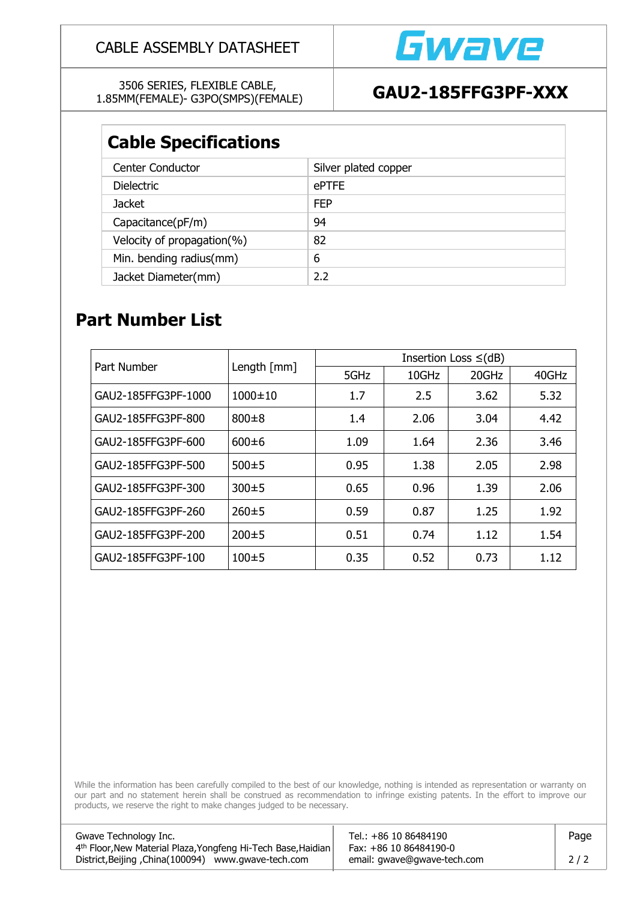CABLE ASSEMBLY DATASHEET

Gwave

3506 SERIES, FLEXIBLE CABLE, 1.85MM(FEMALE)- G3PO(SMPS)(FEMALE)

**GAU2-185FFG3PF-XXX**

## Cable Specifications

| | |
|---|---|
| Center Conductor | Silver plated copper |
| Dielectric | ePTFE |
| Jacket | FEP |
| Capacitance(pF/m) | 94 |
| Velocity of propagation(%) | 82 |
| Min. bending radius(mm) | 6 |
| Jacket Diameter(mm) | 2.2 |

## Part Number List

| Part Number | Length [mm] | Insertion Loss ≤(dB) | | | |
|---|---|---|---|---|---|
| | | 5GHz | 10GHz | 20GHz | 40GHz |
| GAU2-185FFG3PF-1000 | 1000±10 | 1.7 | 2.5 | 3.62 | 5.32 |
| GAU2-185FFG3PF-800 | 800±8 | 1.4 | 2.06 | 3.04 | 4.42 |
| GAU2-185FFG3PF-600 | 600±6 | 1.09 | 1.64 | 2.36 | 3.46 |
| GAU2-185FFG3PF-500 | 500±5 | 0.95 | 1.38 | 2.05 | 2.98 |
| GAU2-185FFG3PF-300 | 300±5 | 0.65 | 0.96 | 1.39 | 2.06 |
| GAU2-185FFG3PF-260 | 260±5 | 0.59 | 0.87 | 1.25 | 1.92 |
| GAU2-185FFG3PF-200 | 200±5 | 0.51 | 0.74 | 1.12 | 1.54 |
| GAU2-185FFG3PF-100 | 100±5 | 0.35 | 0.52 | 0.73 | 1.12 |

While the information has been carefully compiled to the best of our knowledge, nothing is intended as representation or warranty on our part and no statement herein shall be construed as recommendation to infringe existing patents. In the effort to improve our products, we reserve the right to make changes judged to be necessary.

Gwave Technology Inc.
4th Floor,New Material Plaza,Yongfeng Hi-Tech Base,Haidian District,Beijing ,China(100094) www.gwave-tech.com

Tel.: +86 10 86484190
Fax: +86 10 86484190-0
email: gwave@gwave-tech.com